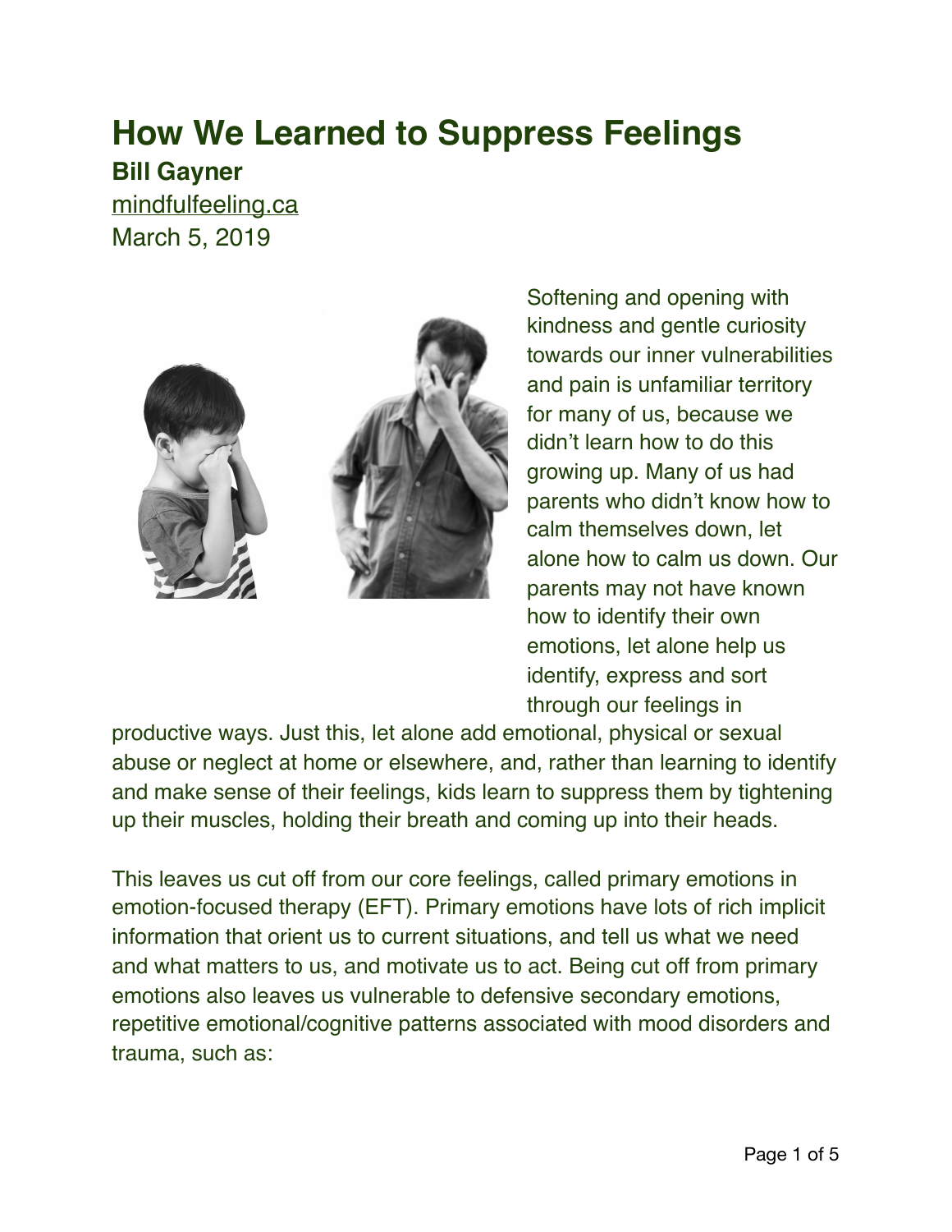# How We Learned to Suppress Feelings

**Bill Gayner**

mindfulfeeling.ca

March 5, 2019

Softening and opening with kindness and gentle curiosity towards our inner vulnerabilities and pain is unfamiliar territory for many of us, because we didn't learn how to do this growing up. Many of us had parents who didn't know how to calm themselves down, let alone how to calm us down. Our parents may not have known how to identify their own emotions, let alone help us identify, express and sort through our feelings in productive ways. Just this, let alone add emotional, physical or sexual abuse or neglect at home or elsewhere, and, rather than learning to identify and make sense of their feelings, kids learn to suppress them by tightening up their muscles, holding their breath and coming up into their heads.

This leaves us cut off from our core feelings, called primary emotions in emotion-focused therapy (EFT). Primary emotions have lots of rich implicit information that orient us to current situations, and tell us what we need and what matters to us, and motivate us to act. Being cut off from primary emotions also leaves us vulnerable to defensive secondary emotions, repetitive emotional/cognitive patterns associated with mood disorders and trauma, such as: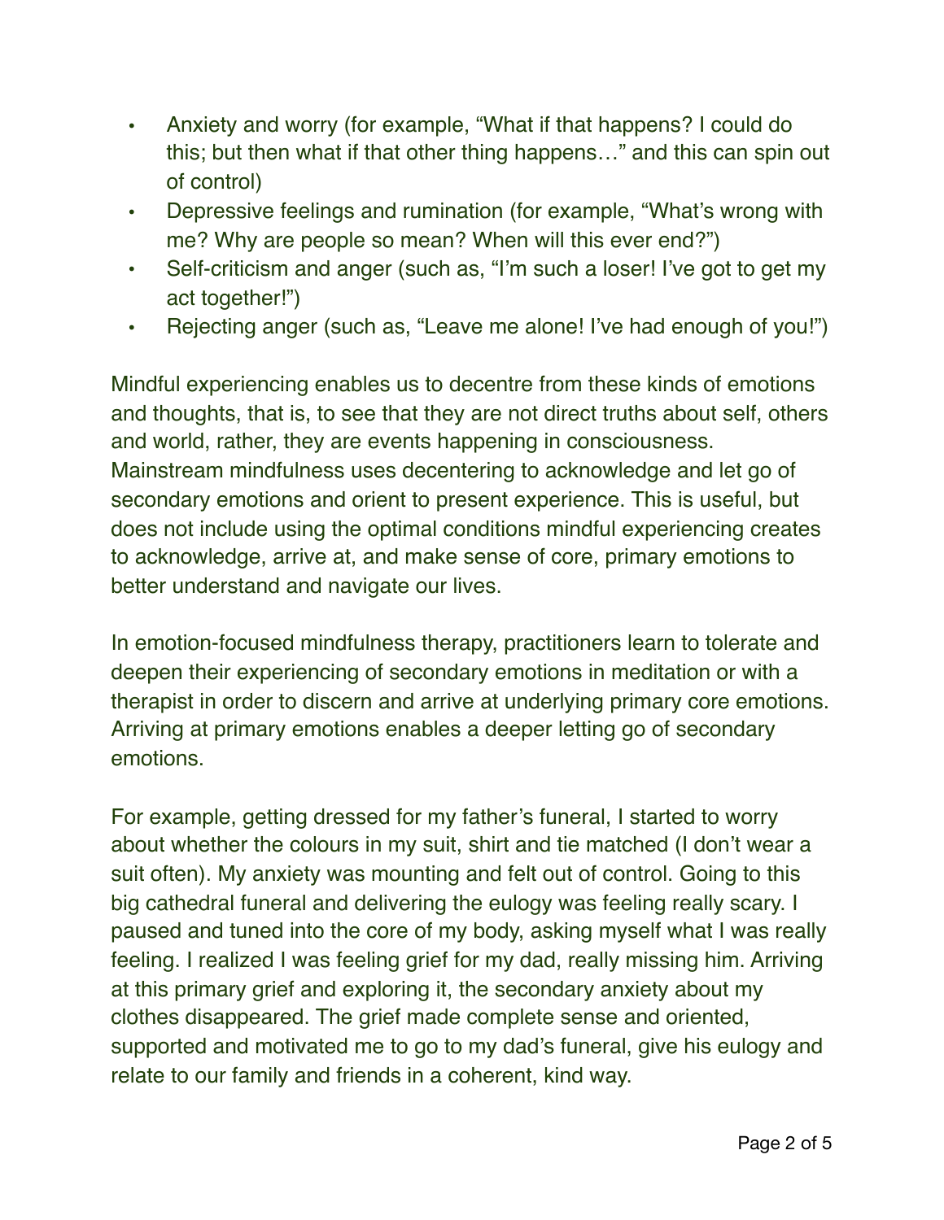- Anxiety and worry (for example, “What if that happens? I could do this; but then what if that other thing happens…” and this can spin out of control)
- Depressive feelings and rumination (for example, “What’s wrong with me? Why are people so mean? When will this ever end?”)
- Self-criticism and anger (such as, “I’m such a loser! I’ve got to get my act together!”)
- Rejecting anger (such as, “Leave me alone! I’ve had enough of you!”)

Mindful experiencing enables us to decentre from these kinds of emotions and thoughts, that is, to see that they are not direct truths about self, others and world, rather, they are events happening in consciousness. Mainstream mindfulness uses decentering to acknowledge and let go of secondary emotions and orient to present experience. This is useful, but does not include using the optimal conditions mindful experiencing creates to acknowledge, arrive at, and make sense of core, primary emotions to better understand and navigate our lives.

In emotion-focused mindfulness therapy, practitioners learn to tolerate and deepen their experiencing of secondary emotions in meditation or with a therapist in order to discern and arrive at underlying primary core emotions. Arriving at primary emotions enables a deeper letting go of secondary emotions.

For example, getting dressed for my father’s funeral, I started to worry about whether the colours in my suit, shirt and tie matched (I don’t wear a suit often). My anxiety was mounting and felt out of control. Going to this big cathedral funeral and delivering the eulogy was feeling really scary. I paused and tuned into the core of my body, asking myself what I was really feeling. I realized I was feeling grief for my dad, really missing him. Arriving at this primary grief and exploring it, the secondary anxiety about my clothes disappeared. The grief made complete sense and oriented, supported and motivated me to go to my dad’s funeral, give his eulogy and relate to our family and friends in a coherent, kind way.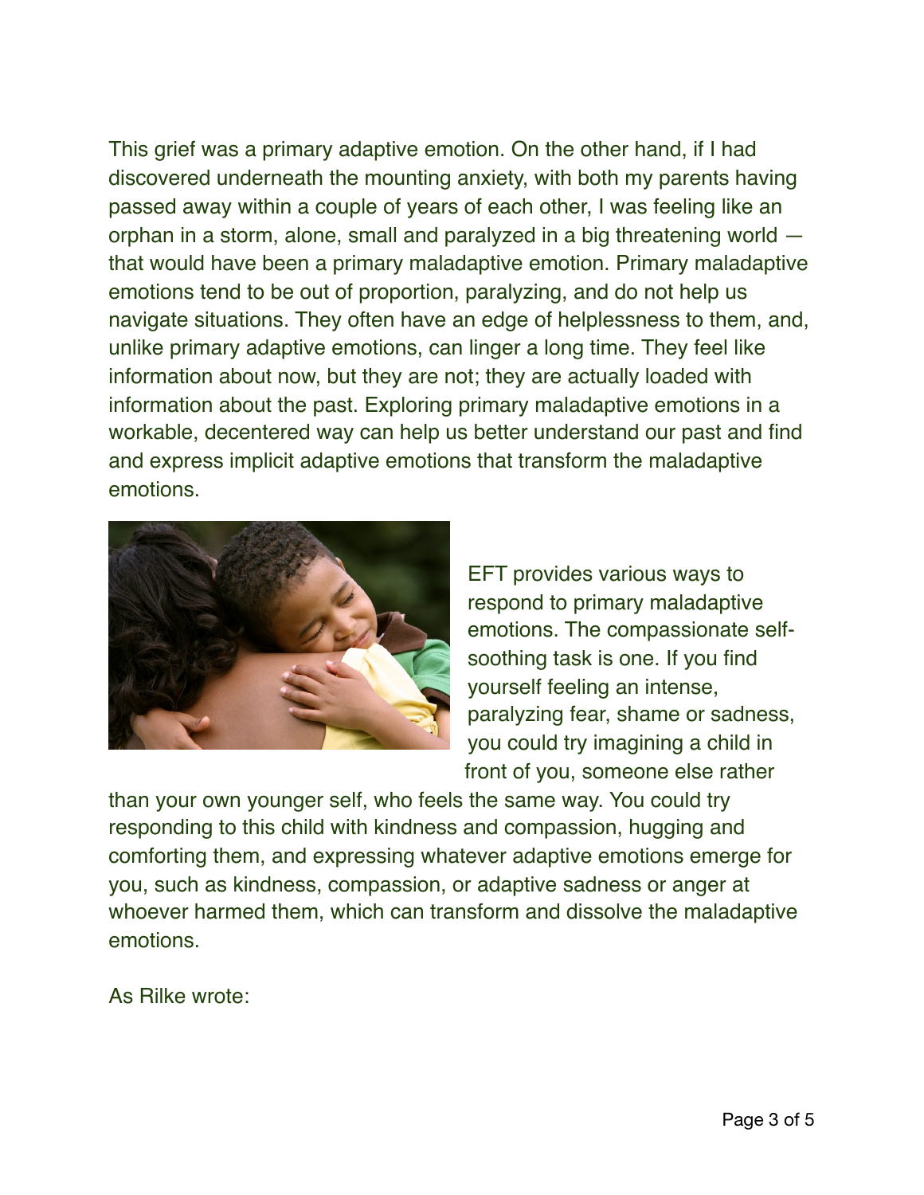This grief was a primary adaptive emotion. On the other hand, if I had discovered underneath the mounting anxiety, with both my parents having passed away within a couple of years of each other, I was feeling like an orphan in a storm, alone, small and paralyzed in a big threatening world — that would have been a primary maladaptive emotion. Primary maladaptive emotions tend to be out of proportion, paralyzing, and do not help us navigate situations. They often have an edge of helplessness to them, and, unlike primary adaptive emotions, can linger a long time. They feel like information about now, but they are not; they are actually loaded with information about the past. Exploring primary maladaptive emotions in a workable, decentered way can help us better understand our past and find and express implicit adaptive emotions that transform the maladaptive emotions.

EFT provides various ways to respond to primary maladaptive emotions. The compassionate self-soothing task is one. If you find yourself feeling an intense, paralyzing fear, shame or sadness, you could try imagining a child in front of you, someone else rather than your own younger self, who feels the same way. You could try responding to this child with kindness and compassion, hugging and comforting them, and expressing whatever adaptive emotions emerge for you, such as kindness, compassion, or adaptive sadness or anger at whoever harmed them, which can transform and dissolve the maladaptive emotions.

As Rilke wrote: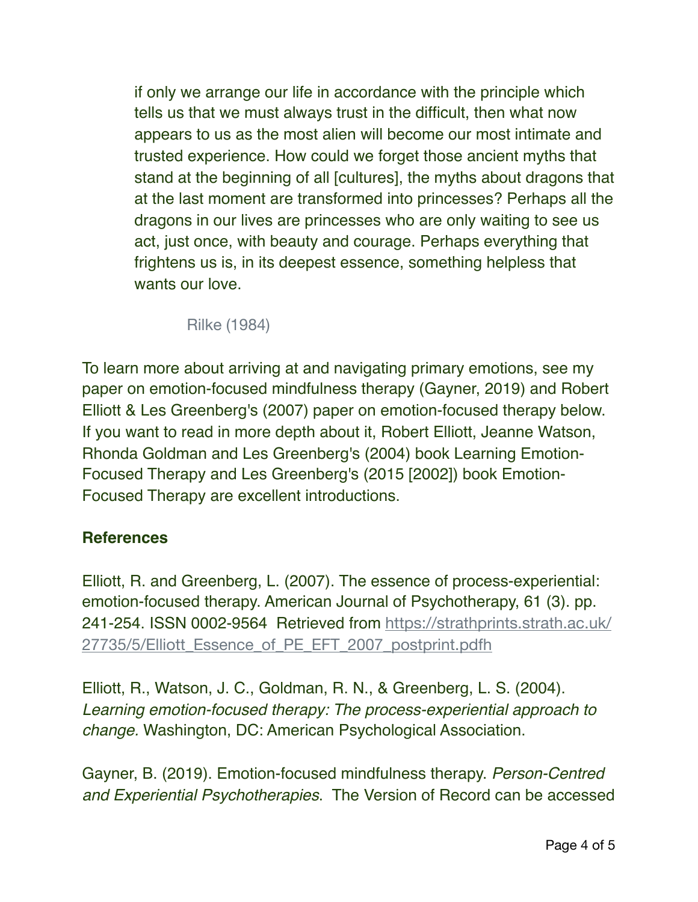> if only we arrange our life in accordance with the principle which tells us that we must always trust in the difficult, then what now appears to us as the most alien will become our most intimate and trusted experience. How could we forget those ancient myths that stand at the beginning of all [cultures], the myths about dragons that at the last moment are transformed into princesses? Perhaps all the dragons in our lives are princesses who are only waiting to see us act, just once, with beauty and courage. Perhaps everything that frightens us is, in its deepest essence, something helpless that wants our love.
>
> Rilke (1984)

To learn more about arriving at and navigating primary emotions, see my paper on emotion-focused mindfulness therapy (Gayner, 2019) and Robert Elliott & Les Greenberg's (2007) paper on emotion-focused therapy below. If you want to read in more depth about it, Robert Elliott, Jeanne Watson, Rhonda Goldman and Les Greenberg's (2004) book Learning Emotion-Focused Therapy and Les Greenberg's (2015 [2002]) book Emotion-Focused Therapy are excellent introductions.

**References**

Elliott, R. and Greenberg, L. (2007). The essence of process-experiential: emotion-focused therapy. American Journal of Psychotherapy, 61 (3). pp. 241-254. ISSN 0002-9564 Retrieved from https://strathprints.strath.ac.uk/27735/5/Elliott_Essence_of_PE_EFT_2007_postprint.pdfh

Elliott, R., Watson, J. C., Goldman, R. N., & Greenberg, L. S. (2004). *Learning emotion-focused therapy: The process-experiential approach to change.* Washington, DC: American Psychological Association.

Gayner, B. (2019). Emotion-focused mindfulness therapy. *Person-Centred and Experiential Psychotherapies*. The Version of Record can be accessed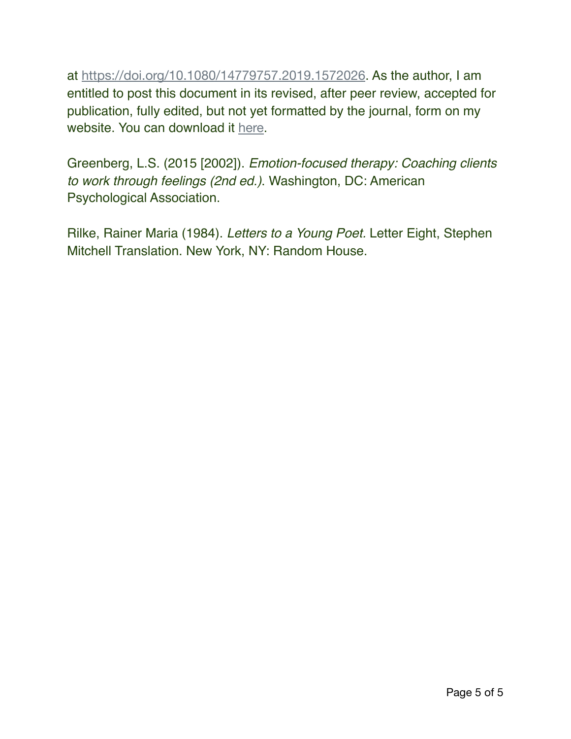at https://doi.org/10.1080/14779757.2019.1572026. As the author, I am entitled to post this document in its revised, after peer review, accepted for publication, fully edited, but not yet formatted by the journal, form on my website. You can download it here.

Greenberg, L.S. (2015 [2002]). *Emotion-focused therapy: Coaching clients to work through feelings (2nd ed.)*. Washington, DC: American Psychological Association.

Rilke, Rainer Maria (1984). *Letters to a Young Poet.* Letter Eight, Stephen Mitchell Translation. New York, NY: Random House.